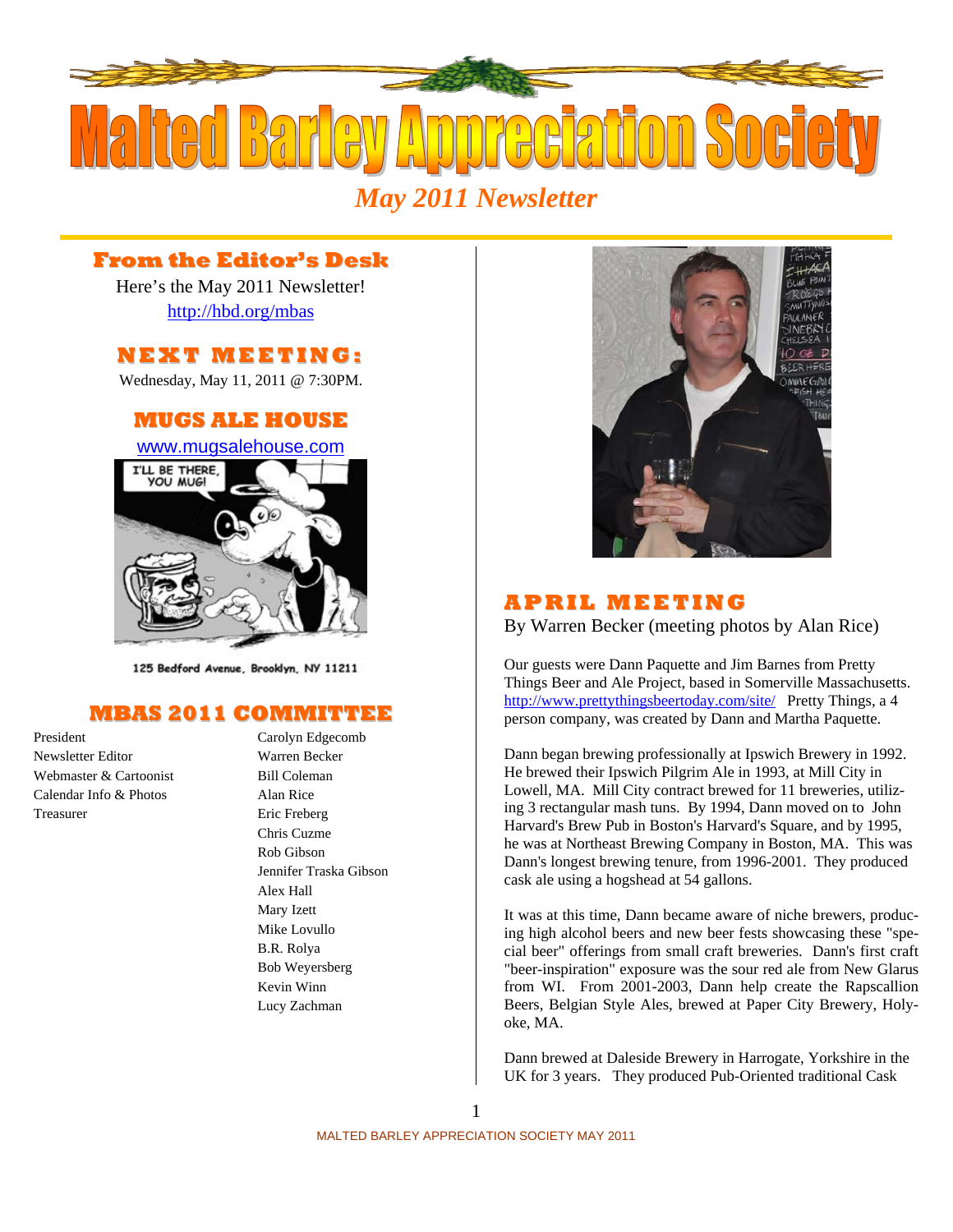# Malted Barley Appreciation Society

*May 2011 Newsletter*

## From the Editor's Desk

Here's the May 2011 Newsletter!

http://hbd.org/mbas

## NEXT MEETING:

Wednesday, May 11, 2011 @ 7:30PM.

## MUGS ALE HOUSE

www.mugsalehouse.com

125 Bedford Avenue, Brooklyn, NY 11211

## MBAS 2011 COMMITTEE

| | |
|---|---|
| President | Carolyn Edgecomb |
| Newsletter Editor | Warren Becker |
| Webmaster & Cartoonist | Bill Coleman |
| Calendar Info & Photos | Alan Rice |
| Treasurer | Eric Freberg |
| | Chris Cuzme |
| | Rob Gibson |
| | Jennifer Traska Gibson |
| | Alex Hall |
| | Mary Izett |
| | Mike Lovullo |
| | B.R. Rolya |
| | Bob Weyersberg |
| | Kevin Winn |
| | Lucy Zachman |

## APRIL MEETING

By Warren Becker (meeting photos by Alan Rice)

Our guests were Dann Paquette and Jim Barnes from Pretty Things Beer and Ale Project, based in Somerville Massachusetts. http://www.prettythingsbeertoday.com/site/ Pretty Things, a 4 person company, was created by Dann and Martha Paquette.

Dann began brewing professionally at Ipswich Brewery in 1992. He brewed their Ipswich Pilgrim Ale in 1993, at Mill City in Lowell, MA. Mill City contract brewed for 11 breweries, utilizing 3 rectangular mash tuns. By 1994, Dann moved on to John Harvard's Brew Pub in Boston's Harvard's Square, and by 1995, he was at Northeast Brewing Company in Boston, MA. This was Dann's longest brewing tenure, from 1996-2001. They produced cask ale using a hogshead at 54 gallons.

It was at this time, Dann became aware of niche brewers, producing high alcohol beers and new beer fests showcasing these "special beer" offerings from small craft breweries. Dann's first craft "beer-inspiration" exposure was the sour red ale from New Glarus from WI. From 2001-2003, Dann help create the Rapscallion Beers, Belgian Style Ales, brewed at Paper City Brewery, Holyoke, MA.

Dann brewed at Daleside Brewery in Harrogate, Yorkshire in the UK for 3 years. They produced Pub-Oriented traditional Cask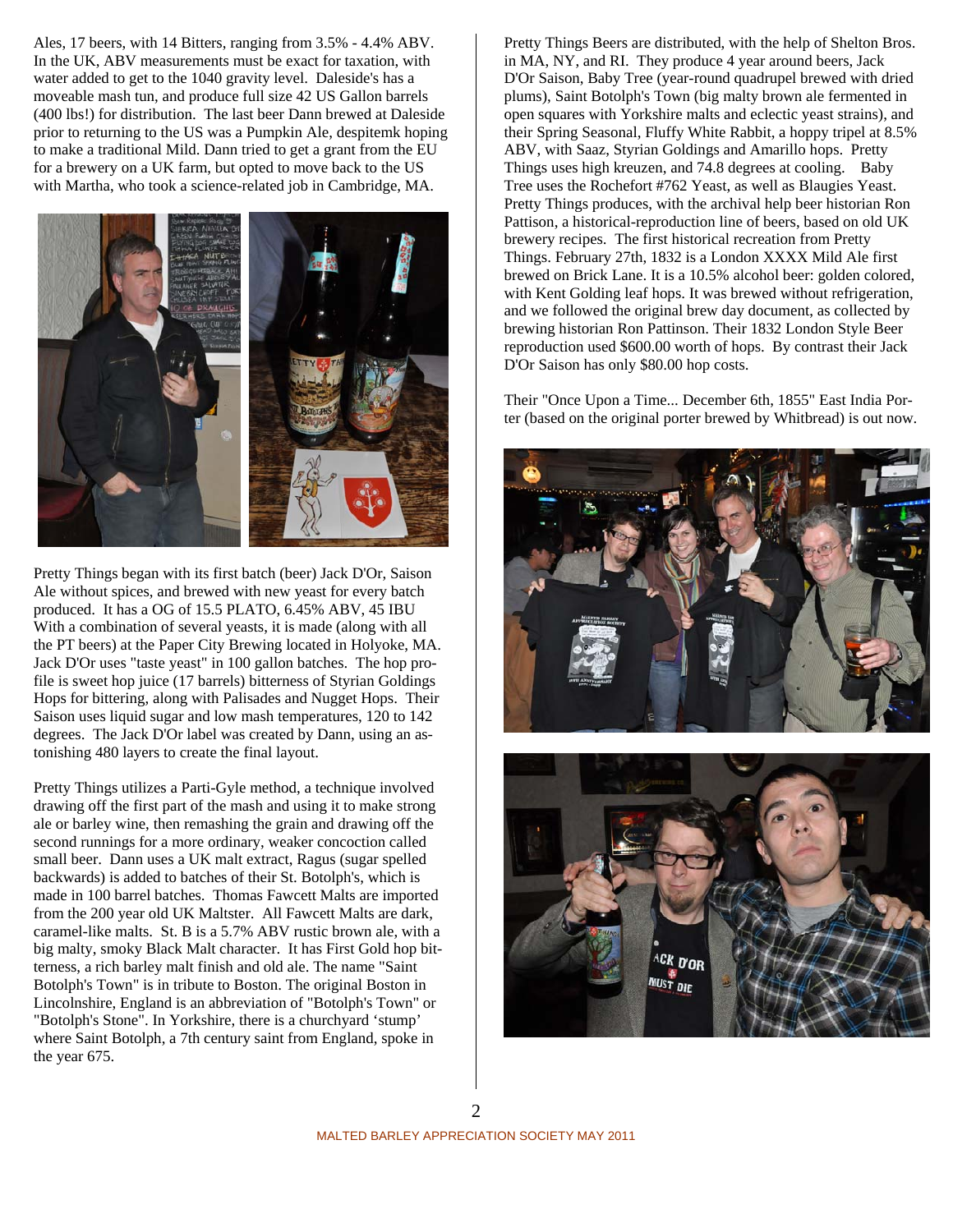Ales, 17 beers, with 14 Bitters, ranging from 3.5% - 4.4% ABV. In the UK, ABV measurements must be exact for taxation, with water added to get to the 1040 gravity level. Daleside's has a moveable mash tun, and produce full size 42 US Gallon barrels (400 lbs!) for distribution. The last beer Dann brewed at Daleside prior to returning to the US was a Pumpkin Ale, despitemk hoping to make a traditional Mild. Dann tried to get a grant from the EU for a brewery on a UK farm, but opted to move back to the US with Martha, who took a science-related job in Cambridge, MA.

Pretty Things began with its first batch (beer) Jack D'Or, Saison Ale without spices, and brewed with new yeast for every batch produced. It has a OG of 15.5 PLATO, 6.45% ABV, 45 IBU With a combination of several yeasts, it is made (along with all the PT beers) at the Paper City Brewing located in Holyoke, MA. Jack D'Or uses "taste yeast" in 100 gallon batches. The hop profile is sweet hop juice (17 barrels) bitterness of Styrian Goldings Hops for bittering, along with Palisades and Nugget Hops. Their Saison uses liquid sugar and low mash temperatures, 120 to 142 degrees. The Jack D'Or label was created by Dann, using an astonishing 480 layers to create the final layout.

Pretty Things utilizes a Parti-Gyle method, a technique involved drawing off the first part of the mash and using it to make strong ale or barley wine, then remashing the grain and drawing off the second runnings for a more ordinary, weaker concoction called small beer. Dann uses a UK malt extract, Ragus (sugar spelled backwards) is added to batches of their St. Botolph's, which is made in 100 barrel batches. Thomas Fawcett Malts are imported from the 200 year old UK Maltster. All Fawcett Malts are dark, caramel-like malts. St. B is a 5.7% ABV rustic brown ale, with a big malty, smoky Black Malt character. It has First Gold hop bitterness, a rich barley malt finish and old ale. The name "Saint Botolph's Town" is in tribute to Boston. The original Boston in Lincolnshire, England is an abbreviation of "Botolph's Town" or "Botolph's Stone". In Yorkshire, there is a churchyard 'stump' where Saint Botolph, a 7th century saint from England, spoke in the year 675.

Pretty Things Beers are distributed, with the help of Shelton Bros. in MA, NY, and RI. They produce 4 year around beers, Jack D'Or Saison, Baby Tree (year-round quadrupel brewed with dried plums), Saint Botolph's Town (big malty brown ale fermented in open squares with Yorkshire malts and eclectic yeast strains), and their Spring Seasonal, Fluffy White Rabbit, a hoppy tripel at 8.5% ABV, with Saaz, Styrian Goldings and Amarillo hops. Pretty Things uses high kreuzen, and 74.8 degrees at cooling. Baby Tree uses the Rochefort #762 Yeast, as well as Blaugies Yeast. Pretty Things produces, with the archival help beer historian Ron Pattison, a historical-reproduction line of beers, based on old UK brewery recipes. The first historical recreation from Pretty Things. February 27th, 1832 is a London XXXX Mild Ale first brewed on Brick Lane. It is a 10.5% alcohol beer: golden colored, with Kent Golding leaf hops. It was brewed without refrigeration, and we followed the original brew day document, as collected by brewing historian Ron Pattinson. Their 1832 London Style Beer reproduction used $600.00 worth of hops. By contrast their Jack D'Or Saison has only $80.00 hop costs.

Their "Once Upon a Time... December 6th, 1855" East India Porter (based on the original porter brewed by Whitbread) is out now.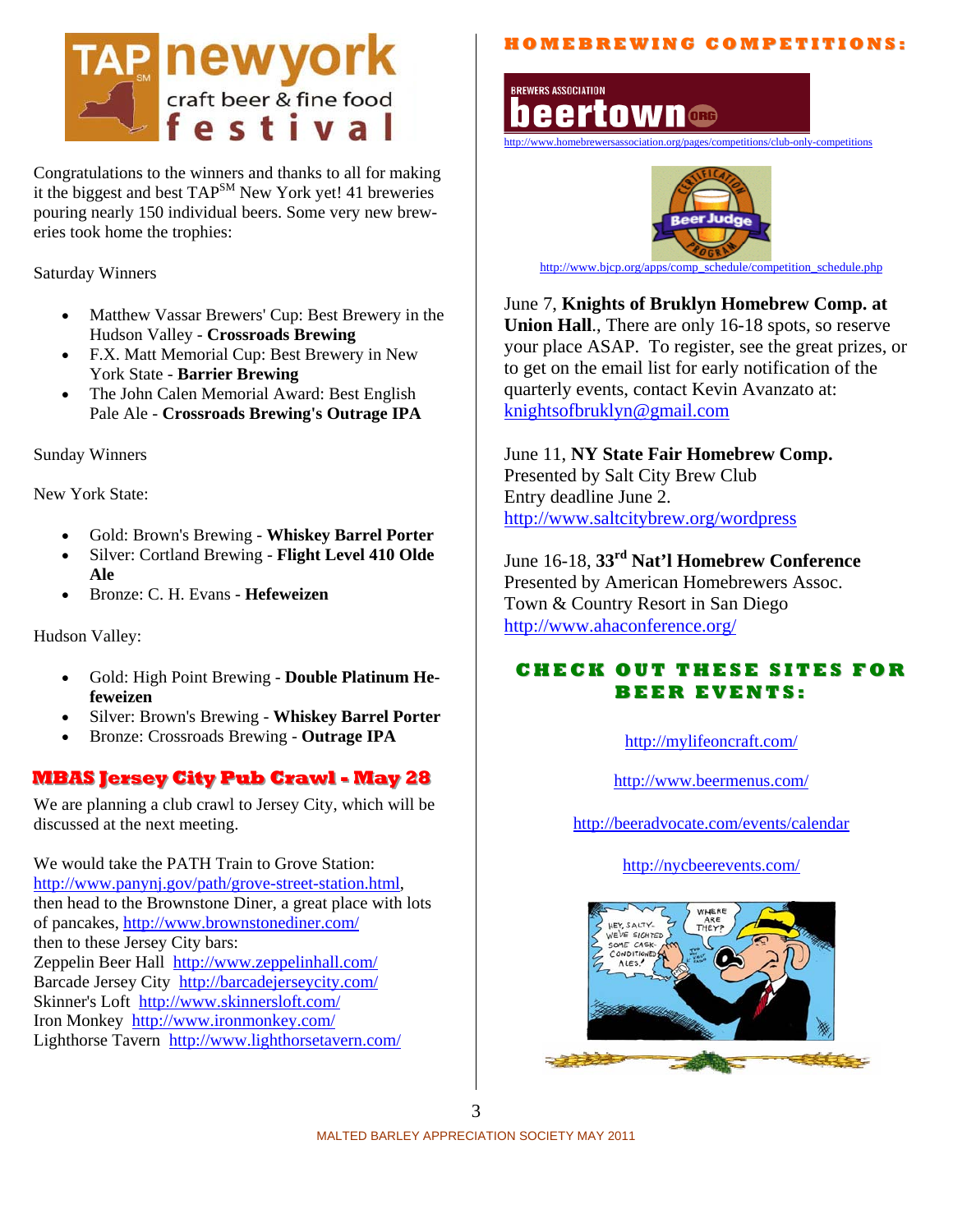Congratulations to the winners and thanks to all for making it the biggest and best TAP[SM] New York yet! 41 breweries pouring nearly 150 individual beers. Some very new breweries took home the trophies:

Saturday Winners

- Matthew Vassar Brewers' Cup: Best Brewery in the Hudson Valley - **Crossroads Brewing**
- F.X. Matt Memorial Cup: Best Brewery in New York State - **Barrier Brewing**
- The John Calen Memorial Award: Best English Pale Ale - **Crossroads Brewing's Outrage IPA**

Sunday Winners

New York State:

- Gold: Brown's Brewing - **Whiskey Barrel Porter**
- Silver: Cortland Brewing - **Flight Level 410 Olde Ale**
- Bronze: C. H. Evans - **Hefeweizen**

Hudson Valley:

- Gold: High Point Brewing - **Double Platinum Hefeweizen**
- Silver: Brown's Brewing - **Whiskey Barrel Porter**
- Bronze: Crossroads Brewing - **Outrage IPA**

## MBAS Jersey City Pub Crawl - May 28

We are planning a club crawl to Jersey City, which will be discussed at the next meeting.

We would take the PATH Train to Grove Station: http://www.panynj.gov/path/grove-street-station.html, then head to the Brownstone Diner, a great place with lots of pancakes, http://www.brownstonediner.com/
then to these Jersey City bars:
Zeppelin Beer Hall http://www.zeppelinhall.com/
Barcade Jersey City http://barcadejerseycity.com/
Skinner's Loft http://www.skinnersloft.com/
Iron Monkey http://www.ironmonkey.com/
Lighthorse Tavern http://www.lighthorsetavern.com/

## HOMEBREWING COMPETITIONS:

http://www.homebrewersassociation.org/pages/competitions/club-only-competitions

http://www.bjcp.org/apps/comp_schedule/competition_schedule.php

June 7, **Knights of Bruklyn Homebrew Comp. at Union Hall**., There are only 16-18 spots, so reserve your place ASAP. To register, see the great prizes, or to get on the email list for early notification of the quarterly events, contact Kevin Avanzato at: knightsofbruklyn@gmail.com

June 11, **NY State Fair Homebrew Comp.**
Presented by Salt City Brew Club
Entry deadline June 2.
http://www.saltcitybrew.org/wordpress

June 16-18, **33rd Nat'l Homebrew Conference**
Presented by American Homebrewers Assoc.
Town & Country Resort in San Diego
http://www.ahaconference.org/

## CHECK OUT THESE SITES FOR BEER EVENTS:

http://mylifeoncraft.com/

http://www.beermenus.com/

http://beeradvocate.com/events/calendar

http://nycbeerevents.com/

MALTED BARLEY APPRECIATION SOCIETY MAY 2011